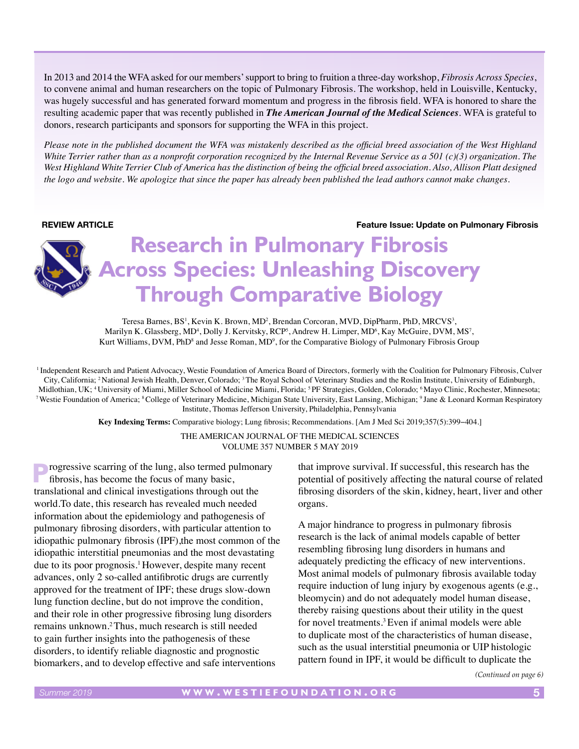In 2013 and 2014 the WFA asked for our members' support to bring to fruition a three-day workshop, *Fibrosis Across Species*, to convene animal and human researchers on the topic of Pulmonary Fibrosis. The workshop, held in Louisville, Kentucky, was hugely successful and has generated forward momentum and progress in the fibrosis field. WFA is honored to share the resulting academic paper that was recently published in ***The American Journal of the Medical Sciences***. WFA is grateful to donors, research participants and sponsors for supporting the WFA in this project.

*Please note in the published document the WFA was mistakenly described as the official breed association of the West Highland White Terrier rather than as a nonprofit corporation recognized by the Internal Revenue Service as a 501 (c)(3) organization. The West Highland White Terrier Club of America has the distinction of being the official breed association. Also, Allison Platt designed the logo and website. We apologize that since the paper has already been published the lead authors cannot make changes.*

**REVIEW ARTICLE** | **Feature Issue: Update on Pulmonary Fibrosis**

# Research in Pulmonary Fibrosis Across Species: Unleashing Discovery Through Comparative Biology

Teresa Barnes, BS[1], Kevin K. Brown, MD[2], Brendan Corcoran, MVD, DipPharm, PhD, MRCVS[3], Marilyn K. Glassberg, MD[4], Dolly J. Kervitsky, RCP[5], Andrew H. Limper, MD[6], Kay McGuire, DVM, MS[7], Kurt Williams, DVM, PhD[8] and Jesse Roman, MD[9], for the Comparative Biology of Pulmonary Fibrosis Group

[1] Independent Research and Patient Advocacy, Westie Foundation of America Board of Directors, formerly with the Coalition for Pulmonary Fibrosis, Culver City, California; [2] National Jewish Health, Denver, Colorado; [3] The Royal School of Veterinary Studies and the Roslin Institute, University of Edinburgh, Midlothian, UK; [4] University of Miami, Miller School of Medicine Miami, Florida; [5] PF Strategies, Golden, Colorado; [6] Mayo Clinic, Rochester, Minnesota; [7] Westie Foundation of America; [8] College of Veterinary Medicine, Michigan State University, East Lansing, Michigan; [9] Jane & Leonard Korman Respiratory Institute, Thomas Jefferson University, Philadelphia, Pennsylvania

**Key Indexing Terms:** Comparative biology; Lung fibrosis; Recommendations. [Am J Med Sci 2019;357(5):399–404.]

THE AMERICAN JOURNAL OF THE MEDICAL SCIENCES
VOLUME 357 NUMBER 5 MAY 2019

Progressive scarring of the lung, also termed pulmonary fibrosis, has become the focus of many basic, translational and clinical investigations through out the world.To date, this research has revealed much needed information about the epidemiology and pathogenesis of pulmonary fibrosing disorders, with particular attention to idiopathic pulmonary fibrosis (IPF),the most common of the idiopathic interstitial pneumonias and the most devastating due to its poor prognosis.[1] However, despite many recent advances, only 2 so-called antifibrotic drugs are currently approved for the treatment of IPF; these drugs slow-down lung function decline, but do not improve the condition, and their role in other progressive fibrosing lung disorders remains unknown.[2] Thus, much research is still needed to gain further insights into the pathogenesis of these disorders, to identify reliable diagnostic and prognostic biomarkers, and to develop effective and safe interventions that improve survival. If successful, this research has the potential of positively affecting the natural course of related fibrosing disorders of the skin, kidney, heart, liver and other organs.

A major hindrance to progress in pulmonary fibrosis research is the lack of animal models capable of better resembling fibrosing lung disorders in humans and adequately predicting the efficacy of new interventions. Most animal models of pulmonary fibrosis available today require induction of lung injury by exogenous agents (e.g., bleomycin) and do not adequately model human disease, thereby raising questions about their utility in the quest for novel treatments.[3] Even if animal models were able to duplicate most of the characteristics of human disease, such as the usual interstitial pneumonia or UIP histologic pattern found in IPF, it would be difficult to duplicate the

*(Continued on page 6)*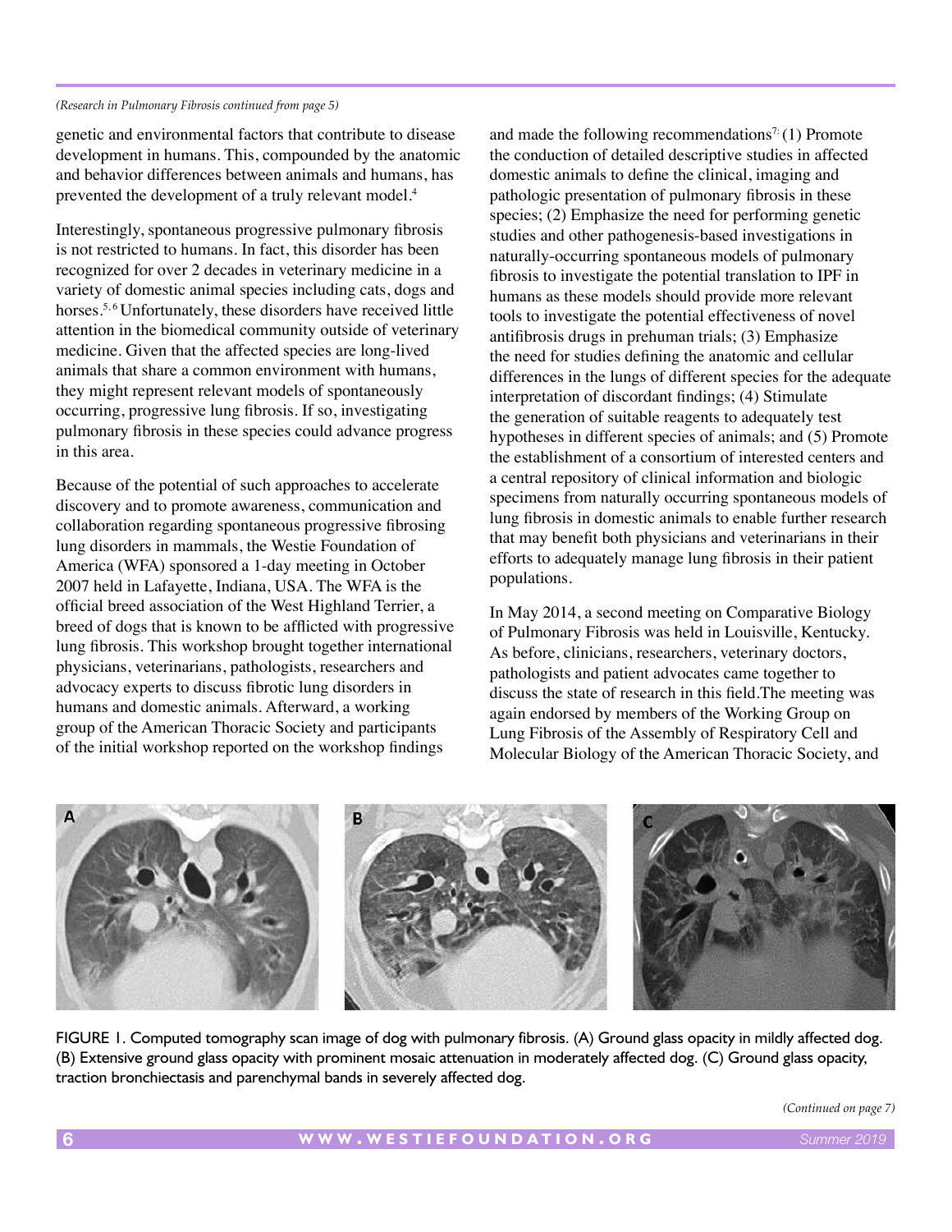*(Research in Pulmonary Fibrosis continued from page 5)*

genetic and environmental factors that contribute to disease development in humans. This, compounded by the anatomic and behavior differences between animals and humans, has prevented the development of a truly relevant model.[4]

Interestingly, spontaneous progressive pulmonary fibrosis is not restricted to humans. In fact, this disorder has been recognized for over 2 decades in veterinary medicine in a variety of domestic animal species including cats, dogs and horses.[5,6] Unfortunately, these disorders have received little attention in the biomedical community outside of veterinary medicine. Given that the affected species are long-lived animals that share a common environment with humans, they might represent relevant models of spontaneously occurring, progressive lung fibrosis. If so, investigating pulmonary fibrosis in these species could advance progress in this area.

Because of the potential of such approaches to accelerate discovery and to promote awareness, communication and collaboration regarding spontaneous progressive fibrosing lung disorders in mammals, the Westie Foundation of America (WFA) sponsored a 1-day meeting in October 2007 held in Lafayette, Indiana, USA. The WFA is the official breed association of the West Highland Terrier, a breed of dogs that is known to be afflicted with progressive lung fibrosis. This workshop brought together international physicians, veterinarians, pathologists, researchers and advocacy experts to discuss fibrotic lung disorders in humans and domestic animals. Afterward, a working group of the American Thoracic Society and participants of the initial workshop reported on the workshop findings and made the following recommendations[7]: (1) Promote the conduction of detailed descriptive studies in affected domestic animals to define the clinical, imaging and pathologic presentation of pulmonary fibrosis in these species; (2) Emphasize the need for performing genetic studies and other pathogenesis-based investigations in naturally-occurring spontaneous models of pulmonary fibrosis to investigate the potential translation to IPF in humans as these models should provide more relevant tools to investigate the potential effectiveness of novel antifibrosis drugs in prehuman trials; (3) Emphasize the need for studies defining the anatomic and cellular differences in the lungs of different species for the adequate interpretation of discordant findings; (4) Stimulate the generation of suitable reagents to adequately test hypotheses in different species of animals; and (5) Promote the establishment of a consortium of interested centers and a central repository of clinical information and biologic specimens from naturally occurring spontaneous models of lung fibrosis in domestic animals to enable further research that may benefit both physicians and veterinarians in their efforts to adequately manage lung fibrosis in their patient populations.

In May 2014, a second meeting on Comparative Biology of Pulmonary Fibrosis was held in Louisville, Kentucky. As before, clinicians, researchers, veterinary doctors, pathologists and patient advocates came together to discuss the state of research in this field.The meeting was again endorsed by members of the Working Group on Lung Fibrosis of the Assembly of Respiratory Cell and Molecular Biology of the American Thoracic Society, and

FIGURE 1. Computed tomography scan image of dog with pulmonary fibrosis. (A) Ground glass opacity in mildly affected dog. (B) Extensive ground glass opacity with prominent mosaic attenuation in moderately affected dog. (C) Ground glass opacity, traction bronchiectasis and parenchymal bands in severely affected dog.

*(Continued on page 7)*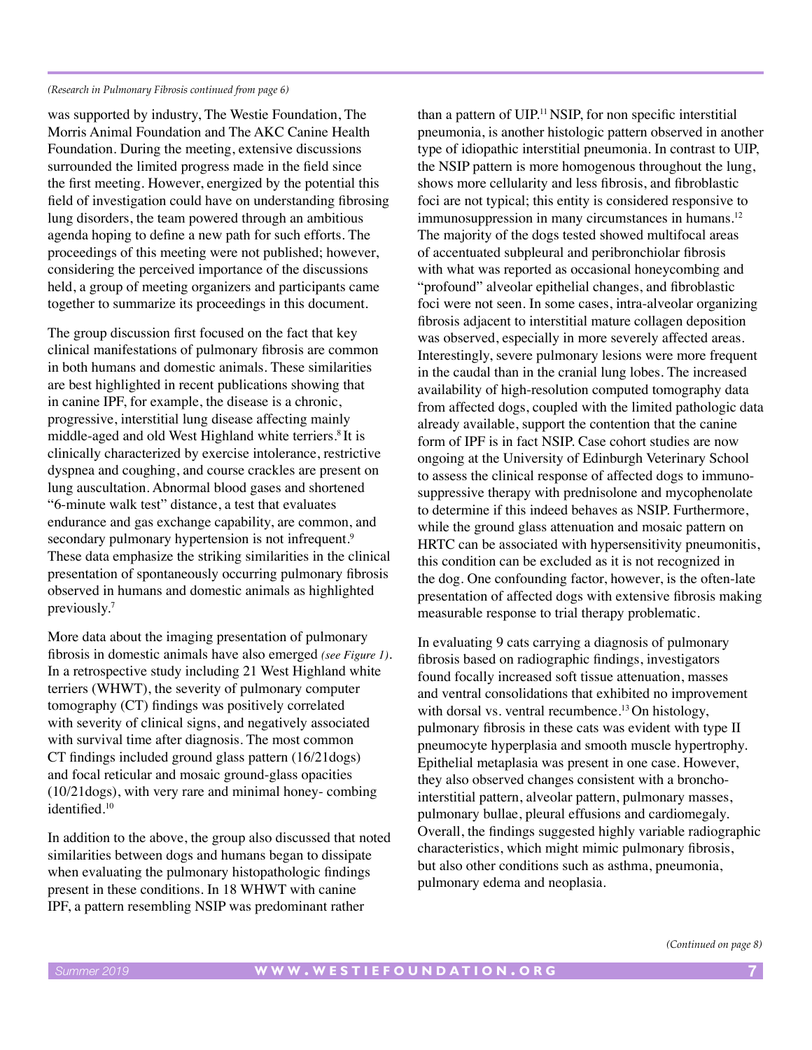*(Research in Pulmonary Fibrosis continued from page 6)*

was supported by industry, The Westie Foundation, The Morris Animal Foundation and The AKC Canine Health Foundation. During the meeting, extensive discussions surrounded the limited progress made in the field since the first meeting. However, energized by the potential this field of investigation could have on understanding fibrosing lung disorders, the team powered through an ambitious agenda hoping to define a new path for such efforts. The proceedings of this meeting were not published; however, considering the perceived importance of the discussions held, a group of meeting organizers and participants came together to summarize its proceedings in this document.

The group discussion first focused on the fact that key clinical manifestations of pulmonary fibrosis are common in both humans and domestic animals. These similarities are best highlighted in recent publications showing that in canine IPF, for example, the disease is a chronic, progressive, interstitial lung disease affecting mainly middle-aged and old West Highland white terriers.[8] It is clinically characterized by exercise intolerance, restrictive dyspnea and coughing, and course crackles are present on lung auscultation. Abnormal blood gases and shortened "6-minute walk test" distance, a test that evaluates endurance and gas exchange capability, are common, and secondary pulmonary hypertension is not infrequent.[9] These data emphasize the striking similarities in the clinical presentation of spontaneously occurring pulmonary fibrosis observed in humans and domestic animals as highlighted previously.[7]

More data about the imaging presentation of pulmonary fibrosis in domestic animals have also emerged *(see Figure 1)*. In a retrospective study including 21 West Highland white terriers (WHWT), the severity of pulmonary computer tomography (CT) findings was positively correlated with severity of clinical signs, and negatively associated with survival time after diagnosis. The most common CT findings included ground glass pattern (16/21dogs) and focal reticular and mosaic ground-glass opacities (10/21dogs), with very rare and minimal honey- combing identified.[10]

In addition to the above, the group also discussed that noted similarities between dogs and humans began to dissipate when evaluating the pulmonary histopathologic findings present in these conditions. In 18 WHWT with canine IPF, a pattern resembling NSIP was predominant rather than a pattern of UIP.[11] NSIP, for non specific interstitial pneumonia, is another histologic pattern observed in another type of idiopathic interstitial pneumonia. In contrast to UIP, the NSIP pattern is more homogenous throughout the lung, shows more cellularity and less fibrosis, and fibroblastic foci are not typical; this entity is considered responsive to immunosuppression in many circumstances in humans.[12] The majority of the dogs tested showed multifocal areas of accentuated subpleural and peribronchiolar fibrosis with what was reported as occasional honeycombing and "profound" alveolar epithelial changes, and fibroblastic foci were not seen. In some cases, intra-alveolar organizing fibrosis adjacent to interstitial mature collagen deposition was observed, especially in more severely affected areas. Interestingly, severe pulmonary lesions were more frequent in the caudal than in the cranial lung lobes. The increased availability of high-resolution computed tomography data from affected dogs, coupled with the limited pathologic data already available, support the contention that the canine form of IPF is in fact NSIP. Case cohort studies are now ongoing at the University of Edinburgh Veterinary School to assess the clinical response of affected dogs to immuno-suppressive therapy with prednisolone and mycophenolate to determine if this indeed behaves as NSIP. Furthermore, while the ground glass attenuation and mosaic pattern on HRTC can be associated with hypersensitivity pneumonitis, this condition can be excluded as it is not recognized in the dog. One confounding factor, however, is the often-late presentation of affected dogs with extensive fibrosis making measurable response to trial therapy problematic.

In evaluating 9 cats carrying a diagnosis of pulmonary fibrosis based on radiographic findings, investigators found focally increased soft tissue attenuation, masses and ventral consolidations that exhibited no improvement with dorsal vs. ventral recumbence.[13] On histology, pulmonary fibrosis in these cats was evident with type II pneumocyte hyperplasia and smooth muscle hypertrophy. Epithelial metaplasia was present in one case. However, they also observed changes consistent with a broncho-interstitial pattern, alveolar pattern, pulmonary masses, pulmonary bullae, pleural effusions and cardiomegaly. Overall, the findings suggested highly variable radiographic characteristics, which might mimic pulmonary fibrosis, but also other conditions such as asthma, pneumonia, pulmonary edema and neoplasia.

*(Continued on page 8)*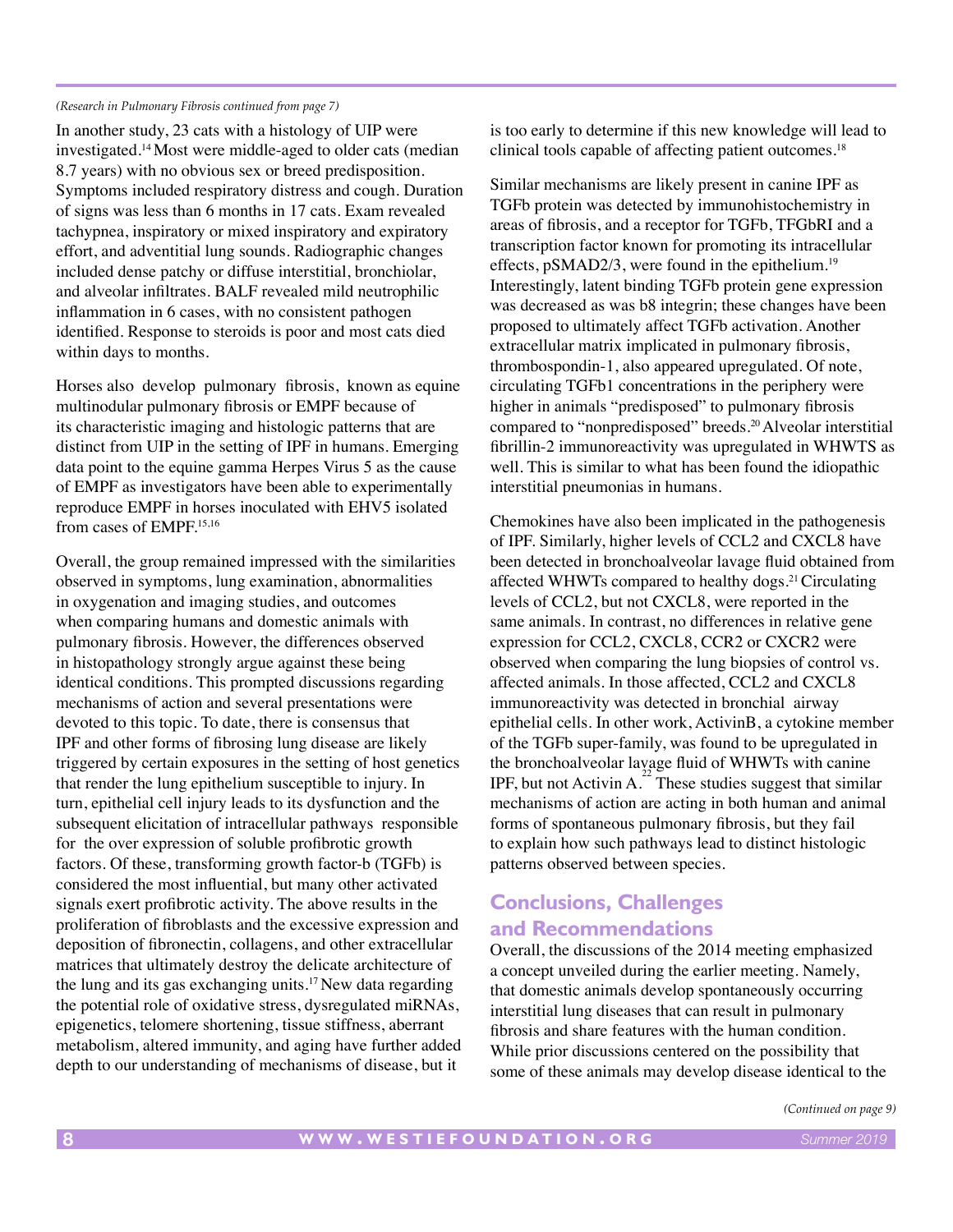*(Research in Pulmonary Fibrosis continued from page 7)*

In another study, 23 cats with a histology of UIP were investigated.[14] Most were middle-aged to older cats (median 8.7 years) with no obvious sex or breed predisposition. Symptoms included respiratory distress and cough. Duration of signs was less than 6 months in 17 cats. Exam revealed tachypnea, inspiratory or mixed inspiratory and expiratory effort, and adventitial lung sounds. Radiographic changes included dense patchy or diffuse interstitial, bronchiolar, and alveolar infiltrates. BALF revealed mild neutrophilic inflammation in 6 cases, with no consistent pathogen identified. Response to steroids is poor and most cats died within days to months.

Horses also develop pulmonary fibrosis, known as equine multinodular pulmonary fibrosis or EMPF because of its characteristic imaging and histologic patterns that are distinct from UIP in the setting of IPF in humans. Emerging data point to the equine gamma Herpes Virus 5 as the cause of EMPF as investigators have been able to experimentally reproduce EMPF in horses inoculated with EHV5 isolated from cases of EMPF.[15,16]

Overall, the group remained impressed with the similarities observed in symptoms, lung examination, abnormalities in oxygenation and imaging studies, and outcomes when comparing humans and domestic animals with pulmonary fibrosis. However, the differences observed in histopathology strongly argue against these being identical conditions. This prompted discussions regarding mechanisms of action and several presentations were devoted to this topic. To date, there is consensus that IPF and other forms of fibrosing lung disease are likely triggered by certain exposures in the setting of host genetics that render the lung epithelium susceptible to injury. In turn, epithelial cell injury leads to its dysfunction and the subsequent elicitation of intracellular pathways responsible for the over expression of soluble profibrotic growth factors. Of these, transforming growth factor-b (TGFb) is considered the most influential, but many other activated signals exert profibrotic activity. The above results in the proliferation of fibroblasts and the excessive expression and deposition of fibronectin, collagens, and other extracellular matrices that ultimately destroy the delicate architecture of the lung and its gas exchanging units.[17] New data regarding the potential role of oxidative stress, dysregulated miRNAs, epigenetics, telomere shortening, tissue stiffness, aberrant metabolism, altered immunity, and aging have further added depth to our understanding of mechanisms of disease, but it is too early to determine if this new knowledge will lead to clinical tools capable of affecting patient outcomes.[18]

Similar mechanisms are likely present in canine IPF as TGFb protein was detected by immunohistochemistry in areas of fibrosis, and a receptor for TGFb, TFGbRI and a transcription factor known for promoting its intracellular effects, pSMAD2/3, were found in the epithelium.[19] Interestingly, latent binding TGFb protein gene expression was decreased as was b8 integrin; these changes have been proposed to ultimately affect TGFb activation. Another extracellular matrix implicated in pulmonary fibrosis, thrombospondin-1, also appeared upregulated. Of note, circulating TGFb1 concentrations in the periphery were higher in animals "predisposed" to pulmonary fibrosis compared to "nonpredisposed" breeds.[20] Alveolar interstitial fibrillin-2 immunoreactivity was upregulated in WHWTS as well. This is similar to what has been found the idiopathic interstitial pneumonias in humans.

Chemokines have also been implicated in the pathogenesis of IPF. Similarly, higher levels of CCL2 and CXCL8 have been detected in bronchoalveolar lavage fluid obtained from affected WHWTs compared to healthy dogs.[21] Circulating levels of CCL2, but not CXCL8, were reported in the same animals. In contrast, no differences in relative gene expression for CCL2, CXCL8, CCR2 or CXCR2 were observed when comparing the lung biopsies of control vs. affected animals. In those affected, CCL2 and CXCL8 immunoreactivity was detected in bronchial airway epithelial cells. In other work, ActivinB, a cytokine member of the TGFb super-family, was found to be upregulated in the bronchoalveolar layage fluid of WHWTs with canine IPF, but not Activin A.[22] These studies suggest that similar mechanisms of action are acting in both human and animal forms of spontaneous pulmonary fibrosis, but they fail to explain how such pathways lead to distinct histologic patterns observed between species.

## Conclusions, Challenges and Recommendations

Overall, the discussions of the 2014 meeting emphasized a concept unveiled during the earlier meeting. Namely, that domestic animals develop spontaneously occurring interstitial lung diseases that can result in pulmonary fibrosis and share features with the human condition. While prior discussions centered on the possibility that some of these animals may develop disease identical to the

*(Continued on page 9)*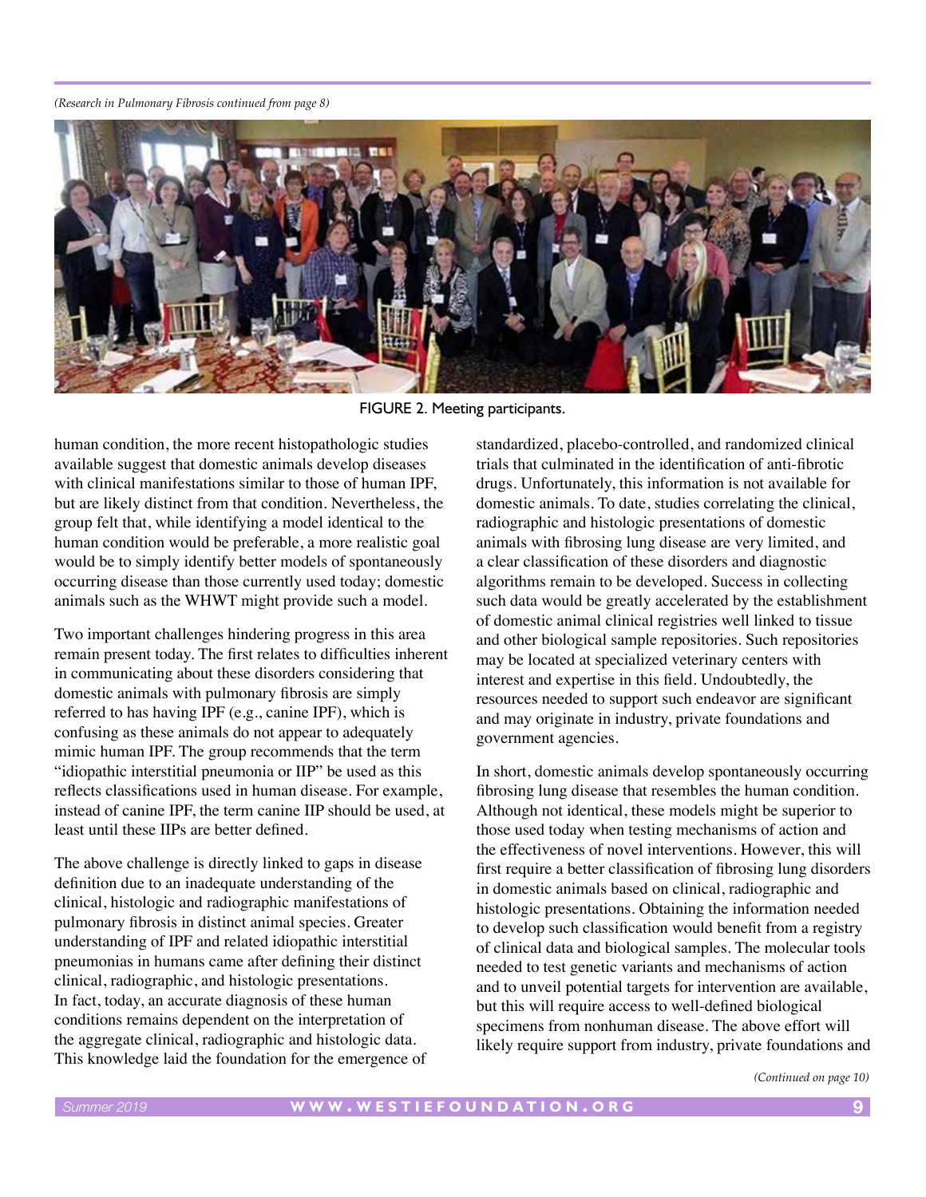*(Research in Pulmonary Fibrosis continued from page 8)*

FIGURE 2. Meeting participants.

human condition, the more recent histopathologic studies available suggest that domestic animals develop diseases with clinical manifestations similar to those of human IPF, but are likely distinct from that condition. Nevertheless, the group felt that, while identifying a model identical to the human condition would be preferable, a more realistic goal would be to simply identify better models of spontaneously occurring disease than those currently used today; domestic animals such as the WHWT might provide such a model.

Two important challenges hindering progress in this area remain present today. The first relates to difficulties inherent in communicating about these disorders considering that domestic animals with pulmonary fibrosis are simply referred to has having IPF (e.g., canine IPF), which is confusing as these animals do not appear to adequately mimic human IPF. The group recommends that the term "idiopathic interstitial pneumonia or IIP" be used as this reflects classifications used in human disease. For example, instead of canine IPF, the term canine IIP should be used, at least until these IIPs are better defined.

The above challenge is directly linked to gaps in disease definition due to an inadequate understanding of the clinical, histologic and radiographic manifestations of pulmonary fibrosis in distinct animal species. Greater understanding of IPF and related idiopathic interstitial pneumonias in humans came after defining their distinct clinical, radiographic, and histologic presentations. In fact, today, an accurate diagnosis of these human conditions remains dependent on the interpretation of the aggregate clinical, radiographic and histologic data. This knowledge laid the foundation for the emergence of standardized, placebo-controlled, and randomized clinical trials that culminated in the identification of anti-fibrotic drugs. Unfortunately, this information is not available for domestic animals. To date, studies correlating the clinical, radiographic and histologic presentations of domestic animals with fibrosing lung disease are very limited, and a clear classification of these disorders and diagnostic algorithms remain to be developed. Success in collecting such data would be greatly accelerated by the establishment of domestic animal clinical registries well linked to tissue and other biological sample repositories. Such repositories may be located at specialized veterinary centers with interest and expertise in this field. Undoubtedly, the resources needed to support such endeavor are significant and may originate in industry, private foundations and government agencies.

In short, domestic animals develop spontaneously occurring fibrosing lung disease that resembles the human condition. Although not identical, these models might be superior to those used today when testing mechanisms of action and the effectiveness of novel interventions. However, this will first require a better classification of fibrosing lung disorders in domestic animals based on clinical, radiographic and histologic presentations. Obtaining the information needed to develop such classification would benefit from a registry of clinical data and biological samples. The molecular tools needed to test genetic variants and mechanisms of action and to unveil potential targets for intervention are available, but this will require access to well-defined biological specimens from nonhuman disease. The above effort will likely require support from industry, private foundations and

*(Continued on page 10)*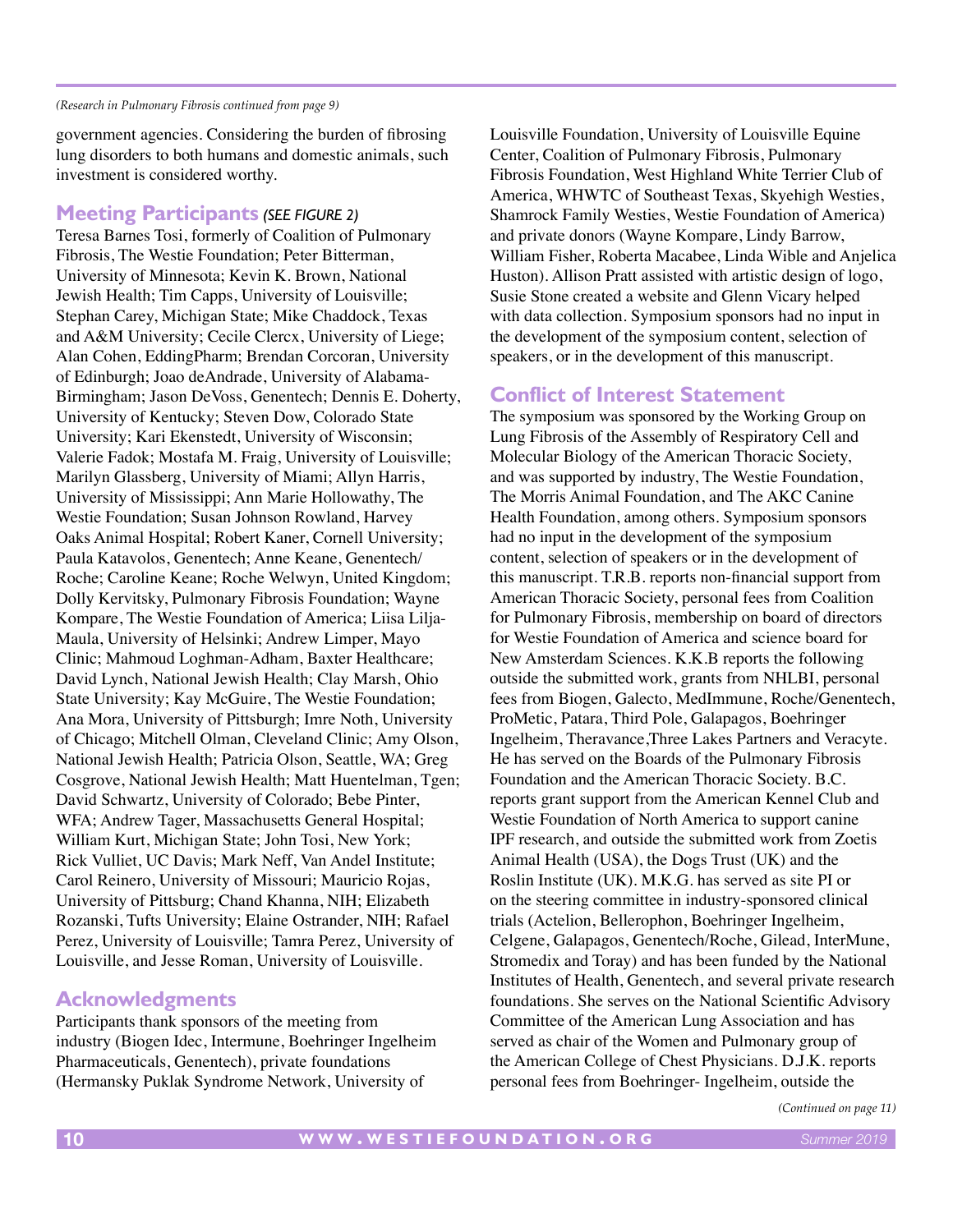*(Research in Pulmonary Fibrosis continued from page 9)*

government agencies. Considering the burden of fibrosing lung disorders to both humans and domestic animals, such investment is considered worthy.

## Meeting Participants *(SEE FIGURE 2)*

Teresa Barnes Tosi, formerly of Coalition of Pulmonary Fibrosis, The Westie Foundation; Peter Bitterman, University of Minnesota; Kevin K. Brown, National Jewish Health; Tim Capps, University of Louisville; Stephan Carey, Michigan State; Mike Chaddock, Texas and A&M University; Cecile Clercx, University of Liege; Alan Cohen, EddingPharm; Brendan Corcoran, University of Edinburgh; Joao deAndrade, University of Alabama-Birmingham; Jason DeVoss, Genentech; Dennis E. Doherty, University of Kentucky; Steven Dow, Colorado State University; Kari Ekenstedt, University of Wisconsin; Valerie Fadok; Mostafa M. Fraig, University of Louisville; Marilyn Glassberg, University of Miami; Allyn Harris, University of Mississippi; Ann Marie Hollowathy, The Westie Foundation; Susan Johnson Rowland, Harvey Oaks Animal Hospital; Robert Kaner, Cornell University; Paula Katavolos, Genentech; Anne Keane, Genentech/Roche; Caroline Keane; Roche Welwyn, United Kingdom; Dolly Kervitsky, Pulmonary Fibrosis Foundation; Wayne Kompare, The Westie Foundation of America; Liisa Lilja-Maula, University of Helsinki; Andrew Limper, Mayo Clinic; Mahmoud Loghman-Adham, Baxter Healthcare; David Lynch, National Jewish Health; Clay Marsh, Ohio State University; Kay McGuire, The Westie Foundation; Ana Mora, University of Pittsburgh; Imre Noth, University of Chicago; Mitchell Olman, Cleveland Clinic; Amy Olson, National Jewish Health; Patricia Olson, Seattle, WA; Greg Cosgrove, National Jewish Health; Matt Huentelman, Tgen; David Schwartz, University of Colorado; Bebe Pinter, WFA; Andrew Tager, Massachusetts General Hospital; William Kurt, Michigan State; John Tosi, New York; Rick Vulliet, UC Davis; Mark Neff, Van Andel Institute; Carol Reinero, University of Missouri; Mauricio Rojas, University of Pittsburg; Chand Khanna, NIH; Elizabeth Rozanski, Tufts University; Elaine Ostrander, NIH; Rafael Perez, University of Louisville; Tamra Perez, University of Louisville, and Jesse Roman, University of Louisville.

## Acknowledgments

Participants thank sponsors of the meeting from industry (Biogen Idec, Intermune, Boehringer Ingelheim Pharmaceuticals, Genentech), private foundations (Hermansky Puklak Syndrome Network, University of Louisville Foundation, University of Louisville Equine Center, Coalition of Pulmonary Fibrosis, Pulmonary Fibrosis Foundation, West Highland White Terrier Club of America, WHWTC of Southeast Texas, Skyehigh Westies, Shamrock Family Westies, Westie Foundation of America) and private donors (Wayne Kompare, Lindy Barrow, William Fisher, Roberta Macabee, Linda Wible and Anjelica Huston). Allison Pratt assisted with artistic design of logo, Susie Stone created a website and Glenn Vicary helped with data collection. Symposium sponsors had no input in the development of the symposium content, selection of speakers, or in the development of this manuscript.

## Conflict of Interest Statement

The symposium was sponsored by the Working Group on Lung Fibrosis of the Assembly of Respiratory Cell and Molecular Biology of the American Thoracic Society, and was supported by industry, The Westie Foundation, The Morris Animal Foundation, and The AKC Canine Health Foundation, among others. Symposium sponsors had no input in the development of the symposium content, selection of speakers or in the development of this manuscript. T.R.B. reports non-financial support from American Thoracic Society, personal fees from Coalition for Pulmonary Fibrosis, membership on board of directors for Westie Foundation of America and science board for New Amsterdam Sciences. K.K.B reports the following outside the submitted work, grants from NHLBI, personal fees from Biogen, Galecto, MedImmune, Roche/Genentech, ProMetic, Patara, Third Pole, Galapagos, Boehringer Ingelheim, Theravance,Three Lakes Partners and Veracyte. He has served on the Boards of the Pulmonary Fibrosis Foundation and the American Thoracic Society. B.C. reports grant support from the American Kennel Club and Westie Foundation of North America to support canine IPF research, and outside the submitted work from Zoetis Animal Health (USA), the Dogs Trust (UK) and the Roslin Institute (UK). M.K.G. has served as site PI or on the steering committee in industry-sponsored clinical trials (Actelion, Bellerophon, Boehringer Ingelheim, Celgene, Galapagos, Genentech/Roche, Gilead, InterMune, Stromedix and Toray) and has been funded by the National Institutes of Health, Genentech, and several private research foundations. She serves on the National Scientific Advisory Committee of the American Lung Association and has served as chair of the Women and Pulmonary group of the American College of Chest Physicians. D.J.K. reports personal fees from Boehringer- Ingelheim, outside the

*(Continued on page 11)*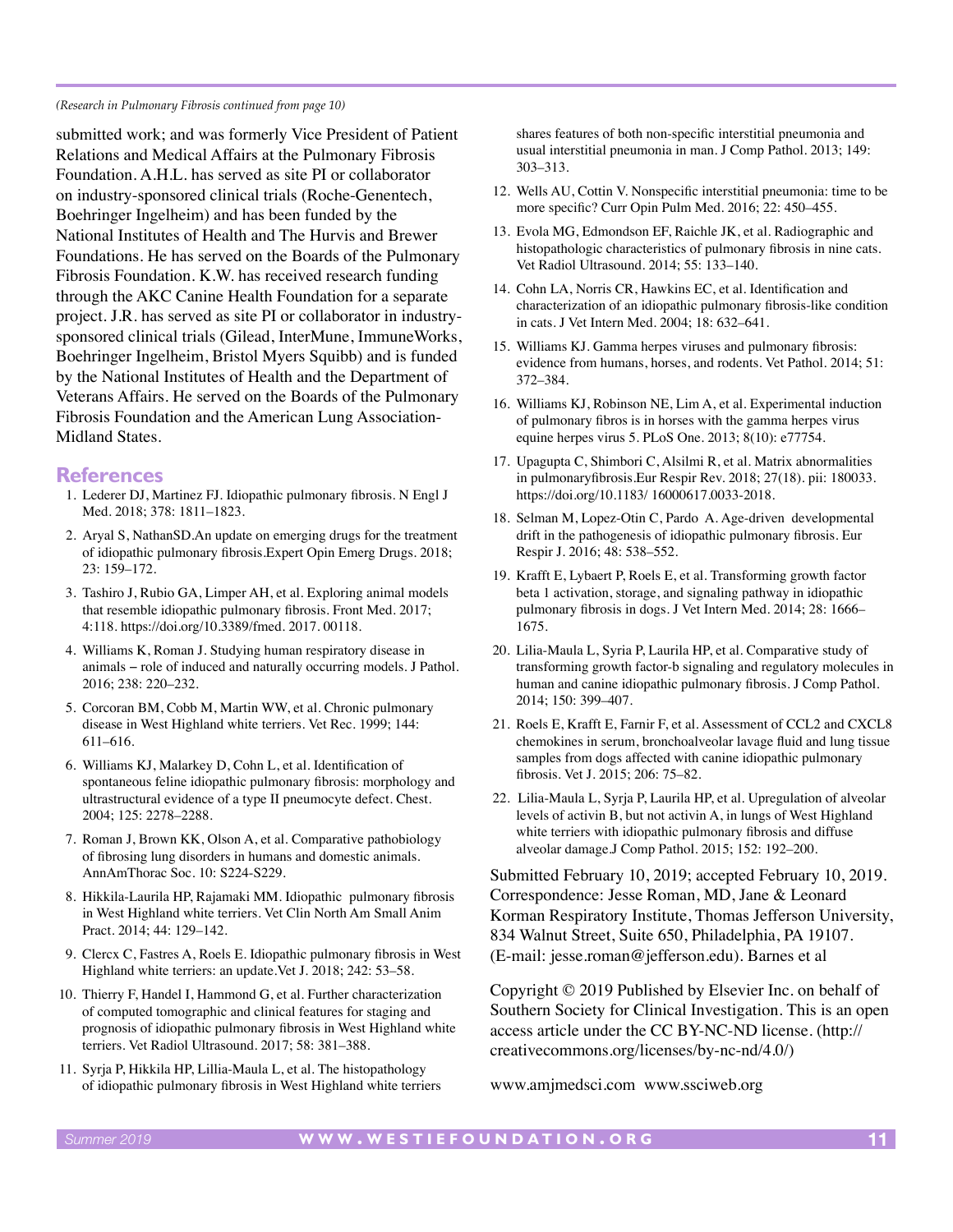*(Research in Pulmonary Fibrosis continued from page 10)*

submitted work; and was formerly Vice President of Patient Relations and Medical Affairs at the Pulmonary Fibrosis Foundation. A.H.L. has served as site PI or collaborator on industry-sponsored clinical trials (Roche-Genentech, Boehringer Ingelheim) and has been funded by the National Institutes of Health and The Hurvis and Brewer Foundations. He has served on the Boards of the Pulmonary Fibrosis Foundation. K.W. has received research funding through the AKC Canine Health Foundation for a separate project. J.R. has served as site PI or collaborator in industry-sponsored clinical trials (Gilead, InterMune, ImmuneWorks, Boehringer Ingelheim, Bristol Myers Squibb) and is funded by the National Institutes of Health and the Department of Veterans Affairs. He served on the Boards of the Pulmonary Fibrosis Foundation and the American Lung Association-Midland States.

## References

1. Lederer DJ, Martinez FJ. Idiopathic pulmonary fibrosis. N Engl J Med. 2018; 378: 1811–1823.
2. Aryal S, NathanSD.An update on emerging drugs for the treatment of idiopathic pulmonary fibrosis.Expert Opin Emerg Drugs. 2018; 23: 159–172.
3. Tashiro J, Rubio GA, Limper AH, et al. Exploring animal models that resemble idiopathic pulmonary fibrosis. Front Med. 2017; 4:118. https://doi.org/10.3389/fmed. 2017. 00118.
4. Williams K, Roman J. Studying human respiratory disease in animals – role of induced and naturally occurring models. J Pathol. 2016; 238: 220–232.
5. Corcoran BM, Cobb M, Martin WW, et al. Chronic pulmonary disease in West Highland white terriers. Vet Rec. 1999; 144: 611–616.
6. Williams KJ, Malarkey D, Cohn L, et al. Identification of spontaneous feline idiopathic pulmonary fibrosis: morphology and ultrastructural evidence of a type II pneumocyte defect. Chest. 2004; 125: 2278–2288.
7. Roman J, Brown KK, Olson A, et al. Comparative pathobiology of fibrosing lung disorders in humans and domestic animals. AnnAmThorac Soc. 10: S224-S229.
8. Hikkila-Laurila HP, Rajamaki MM. Idiopathic pulmonary fibrosis in West Highland white terriers. Vet Clin North Am Small Anim Pract. 2014; 44: 129–142.
9. Clercx C, Fastres A, Roels E. Idiopathic pulmonary fibrosis in West Highland white terriers: an update.Vet J. 2018; 242: 53–58.
10. Thierry F, Handel I, Hammond G, et al. Further characterization of computed tomographic and clinical features for staging and prognosis of idiopathic pulmonary fibrosis in West Highland white terriers. Vet Radiol Ultrasound. 2017; 58: 381–388.
11. Syrja P, Hikkila HP, Lillia-Maula L, et al. The histopathology of idiopathic pulmonary fibrosis in West Highland white terriers shares features of both non-specific interstitial pneumonia and usual interstitial pneumonia in man. J Comp Pathol. 2013; 149: 303–313.
12. Wells AU, Cottin V. Nonspecific interstitial pneumonia: time to be more specific? Curr Opin Pulm Med. 2016; 22: 450–455.
13. Evola MG, Edmondson EF, Raichle JK, et al. Radiographic and histopathologic characteristics of pulmonary fibrosis in nine cats. Vet Radiol Ultrasound. 2014; 55: 133–140.
14. Cohn LA, Norris CR, Hawkins EC, et al. Identification and characterization of an idiopathic pulmonary fibrosis-like condition in cats. J Vet Intern Med. 2004; 18: 632–641.
15. Williams KJ. Gamma herpes viruses and pulmonary fibrosis: evidence from humans, horses, and rodents. Vet Pathol. 2014; 51: 372–384.
16. Williams KJ, Robinson NE, Lim A, et al. Experimental induction of pulmonary fibros is in horses with the gamma herpes virus equine herpes virus 5. PLoS One. 2013; 8(10): e77754.
17. Upagupta C, Shimbori C, Alsilmi R, et al. Matrix abnormalities in pulmonaryfibrosis.Eur Respir Rev. 2018; 27(18). pii: 180033. https://doi.org/10.1183/ 16000617.0033-2018.
18. Selman M, Lopez-Otin C, Pardo A. Age-driven developmental drift in the pathogenesis of idiopathic pulmonary fibrosis. Eur Respir J. 2016; 48: 538–552.
19. Krafft E, Lybaert P, Roels E, et al. Transforming growth factor beta 1 activation, storage, and signaling pathway in idiopathic pulmonary fibrosis in dogs. J Vet Intern Med. 2014; 28: 1666–1675.
20. Lilia-Maula L, Syria P, Laurila HP, et al. Comparative study of transforming growth factor-b signaling and regulatory molecules in human and canine idiopathic pulmonary fibrosis. J Comp Pathol. 2014; 150: 399–407.
21. Roels E, Krafft E, Farnir F, et al. Assessment of CCL2 and CXCL8 chemokines in serum, bronchoalveolar lavage fluid and lung tissue samples from dogs affected with canine idiopathic pulmonary fibrosis. Vet J. 2015; 206: 75–82.
22. Lilia-Maula L, Syrja P, Laurila HP, et al. Upregulation of alveolar levels of activin B, but not activin A, in lungs of West Highland white terriers with idiopathic pulmonary fibrosis and diffuse alveolar damage.J Comp Pathol. 2015; 152: 192–200.

Submitted February 10, 2019; accepted February 10, 2019. Correspondence: Jesse Roman, MD, Jane & Leonard Korman Respiratory Institute, Thomas Jefferson University, 834 Walnut Street, Suite 650, Philadelphia, PA 19107. (E-mail: jesse.roman@jefferson.edu). Barnes et al

Copyright © 2019 Published by Elsevier Inc. on behalf of Southern Society for Clinical Investigation. This is an open access article under the CC BY-NC-ND license. (http://creativecommons.org/licenses/by-nc-nd/4.0/)

www.amjmedsci.com www.ssciweb.org